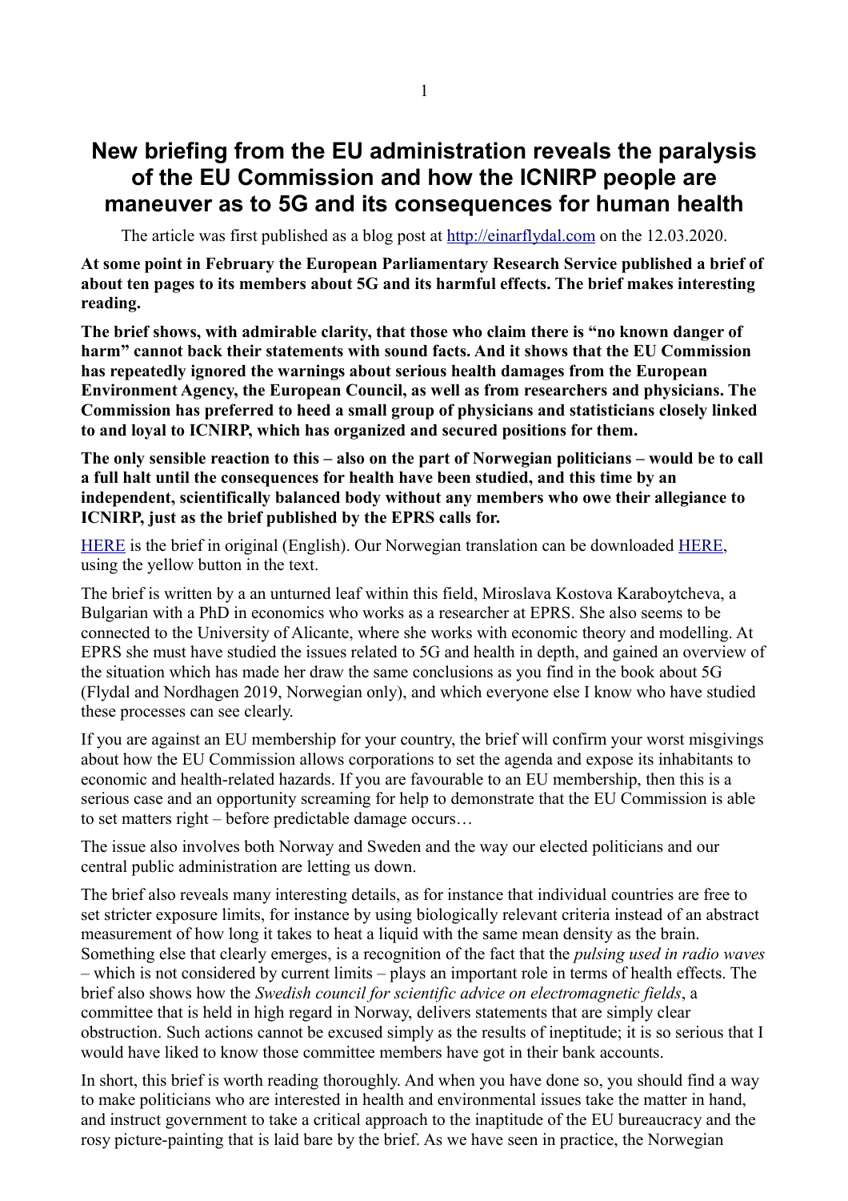# New briefing from the EU administration reveals the paralysis of the EU Commission and how the ICNIRP people are maneuver as to 5G and its consequences for human health

The article was first published as a blog post at [http://einarflydal.com](http://einarflydal.com) on the 12.03.2020.

**At some point in February the European Parliamentary Research Service published a brief of about ten pages to its members about 5G and its harmful effects. The brief makes interesting reading.**

**The brief shows, with admirable clarity, that those who claim there is "no known danger of harm" cannot back their statements with sound facts. And it shows that the EU Commission has repeatedly ignored the warnings about serious health damages from the European Environment Agency, the European Council, as well as from researchers and physicians. The Commission has preferred to heed a small group of physicians and statisticians closely linked to and loyal to ICNIRP, which has organized and secured positions for them.**

**The only sensible reaction to this – also on the part of Norwegian politicians – would be to call a full halt until the consequences for health have been studied, and this time by an independent, scientifically balanced body without any members who owe their allegiance to ICNIRP, just as the brief published by the EPRS calls for.**

HERE is the brief in original (English). Our Norwegian translation can be downloaded HERE, using the yellow button in the text.

The brief is written by a an unturned leaf within this field, Miroslava Kostova Karaboytcheva, a Bulgarian with a PhD in economics who works as a researcher at EPRS. She also seems to be connected to the University of Alicante, where she works with economic theory and modelling. At EPRS she must have studied the issues related to 5G and health in depth, and gained an overview of the situation which has made her draw the same conclusions as you find in the book about 5G (Flydal and Nordhagen 2019, Norwegian only), and which everyone else I know who have studied these processes can see clearly.

If you are against an EU membership for your country, the brief will confirm your worst misgivings about how the EU Commission allows corporations to set the agenda and expose its inhabitants to economic and health-related hazards. If you are favourable to an EU membership, then this is a serious case and an opportunity screaming for help to demonstrate that the EU Commission is able to set matters right – before predictable damage occurs…

The issue also involves both Norway and Sweden and the way our elected politicians and our central public administration are letting us down.

The brief also reveals many interesting details, as for instance that individual countries are free to set stricter exposure limits, for instance by using biologically relevant criteria instead of an abstract measurement of how long it takes to heat a liquid with the same mean density as the brain. Something else that clearly emerges, is a recognition of the fact that the *pulsing used in radio waves* – which is not considered by current limits – plays an important role in terms of health effects. The brief also shows how the *Swedish council for scientific advice on electromagnetic fields*, a committee that is held in high regard in Norway, delivers statements that are simply clear obstruction. Such actions cannot be excused simply as the results of ineptitude; it is so serious that I would have liked to know those committee members have got in their bank accounts.

In short, this brief is worth reading thoroughly. And when you have done so, you should find a way to make politicians who are interested in health and environmental issues take the matter in hand, and instruct government to take a critical approach to the inaptitude of the EU bureaucracy and the rosy picture-painting that is laid bare by the brief. As we have seen in practice, the Norwegian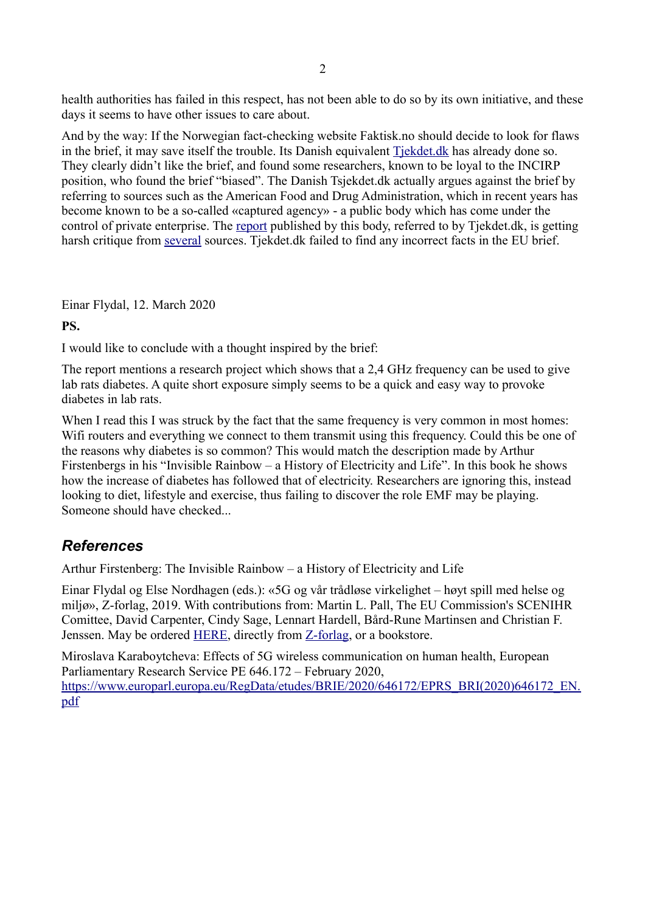health authorities has failed in this respect, has not been able to do so by its own initiative, and these days it seems to have other issues to care about.

And by the way: If the Norwegian fact-checking website Faktisk.no should decide to look for flaws in the brief, it may save itself the trouble. Its Danish equivalent [Tjekdet.dk]() has already done so. They clearly didn't like the brief, and found some researchers, known to be loyal to the INCIRP position, who found the brief "biased". The Danish Tsjekdet.dk actually argues against the brief by referring to sources such as the American Food and Drug Administration, which in recent years has become known to be a so-called «captured agency» - a public body which has come under the control of private enterprise. The [report]() published by this body, referred to by Tjekdet.dk, is getting harsh critique from [several]() sources. Tjekdet.dk failed to find any incorrect facts in the EU brief.

Einar Flydal, 12. March 2020

**PS.**

I would like to conclude with a thought inspired by the brief:

The report mentions a research project which shows that a 2,4 GHz frequency can be used to give lab rats diabetes. A quite short exposure simply seems to be a quick and easy way to provoke diabetes in lab rats.

When I read this I was struck by the fact that the same frequency is very common in most homes: Wifi routers and everything we connect to them transmit using this frequency. Could this be one of the reasons why diabetes is so common? This would match the description made by Arthur Firstenbergs in his "Invisible Rainbow – a History of Electricity and Life". In this book he shows how the increase of diabetes has followed that of electricity. Researchers are ignoring this, instead looking to diet, lifestyle and exercise, thus failing to discover the role EMF may be playing. Someone should have checked...

## *References*

Arthur Firstenberg: The Invisible Rainbow – a History of Electricity and Life

Einar Flydal og Else Nordhagen (eds.): «5G og vår trådløse virkelighet – høyt spill med helse og miljø», Z-forlag, 2019. With contributions from: Martin L. Pall, The EU Commission's SCENIHR Comittee, David Carpenter, Cindy Sage, Lennart Hardell, Bård-Rune Martinsen and Christian F. Jenssen. May be ordered [HERE](), directly from [Z-forlag](), or a bookstore.

Miroslava Karaboytcheva: Effects of 5G wireless communication on human health, European Parliamentary Research Service PE 646.172 – February 2020, [https://www.europarl.europa.eu/RegData/etudes/BRIE/2020/646172/EPRS_BRI(2020)646172_EN.pdf](https://www.europarl.europa.eu/RegData/etudes/BRIE/2020/646172/EPRS_BRI(2020)646172_EN.pdf)